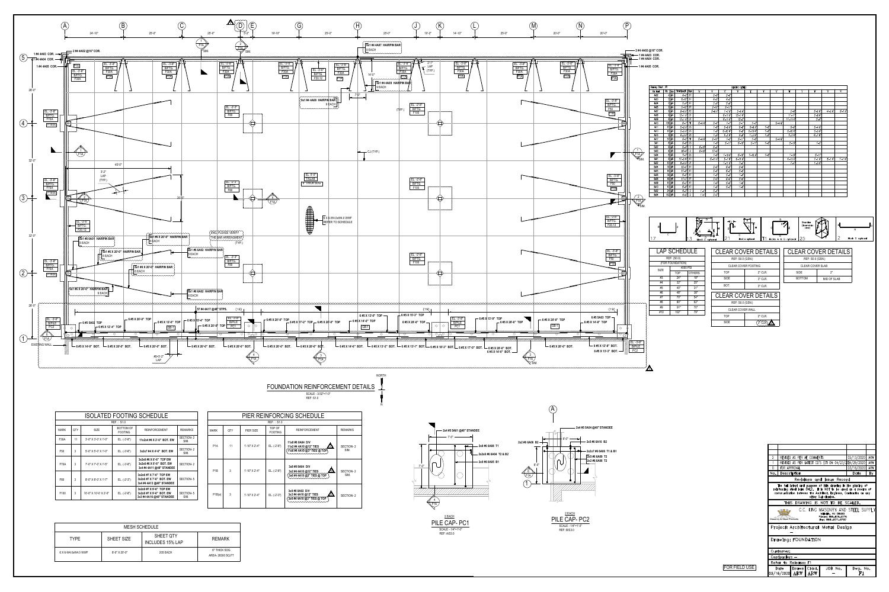# FOUNDATION REINFORCEMENT DETAILS

SCALE : 3/32"=1'-0"
REF.: S1.0

## ISOLATED FOOTING SCHEDULE

REF. : S1.0

| MARK | QTY | SIZE | BOTTOM OF FOOTING | REINFORCEMENT | REMARKS |
|---|---|---|---|---|---|
| F38A | 11 | 3'-0" X 3'-0" X 1'-0" | EL. (-3'-8") | 11x2#4 4A X 2'-6" BOT. EW | SECTION-2 SIM. |
| F50 | 3 | 5'-0" X 5'-0" X 1'-0" | EL. (-3'-8") | 3x2x7 #4 X 4'-6" BOT. EW | SECTION-2 SIM. |
| F70A | 3 | 7'-0" X 7'-0" X 1'-5" | EL. (-3'-8") | 3x2x6 #6 X 6'-0" TOP EW<br>3x2x6 #6 X 6'-0" BOT. EW<br>3x4 #4 4A11 @40" STANDEE | SECTION-2 SIM. |
| F80 | 3 | 8'-0" X 8'-0" X 1'-7" | EL. (-2'-3") | 3x2x5 #7 X 7'-6" TOP EW<br>3x2x8 #6 X 7'-6" BOT. EW<br>3x4 #4 4A13 @40" STANDEE | SECTION-5 |
| F100 | 3 | 10'-0" X 10'-0" X 2'-8" | EL. (-2'-8") | 3x2x9 #7 X 9'-6" TOP EW<br>3x2x9 #7 X 9'-6" BOT. EW<br>3x3 #4 4A16 @40" STANDEE | SECTION-5 SIM. |

## PIER REINFORCING SCHEDULE

| MARK | QTY | PIER SIZE | TOP OF FOOTING | REINFORCEMENT | REMARKS |
|---|---|---|---|---|---|
| P1A | 11 | 1'-10" X 2'-4" | EL. (-2'-8") | 11x8 #6 6A04 D/V<br>11x2 #4 4A10 @12" TIES<br>11x3 #4 4A10 @3" TIES @ TOP | SECTION-2 SIM. |
| P1B | 3 | 1'-10" X 2'-4" | EL. (-2'-8") | 3x8 #8 8A04 D/V<br>3x2 #4 4A10 @12" TIES<br>3x3 #4 4A10 @3" TIES @ TOP | SECTION-2 SIM. |
| P1B(a) | 3 | 1'-10" X 2'-4" | EL. (-2'-3") | 3x8 #8 8A03 D/V<br>3x2 #4 4A10 @12" TIES<br>3x3 #4 4A10 @3" TIES @ TOP | SECTION-2 |

## MESH SCHEDULE

| TYPE | SHEET SIZE | SHEET QTY INCLUDES 15% LAP | REMARK |
|---|---|---|---|
| 6 X 6-W4.0xW4.0 WWF | 8'-0" X 20'-0" | 205 EACH | 6" THICK SOG AREA- 28300 SQ.FT |

## LAP SCHEDULE

REF.: S0.0
(FOR FOUNDATION)

| SIZE | 4000 PSI TOP | OTHERS |
|---|---|---|
| #3 | 24" | 18" |
| #4 | 32" | 25" |
| #5 | 40" | 31" |
| #6 | 48" | 38" |
| #7 | 70" | 54" |
| #8 | 80" | 62" |
| #9 | 91" | 70" |
| #10 | 102" | 79" |

## CLEAR COVER DETAILS

REF: S0.0 (GSN)

CLEAR COVER FOOTING

| TOP | 3" CLR. |
|---|---|
| SIDE | 3" CLR. |
| BOT. | 3" CLR. |

## CLEAR COVER DETAILS

REF: S0.0 (GSN)

CLEAR COVER WALL

| TOP | 2" CLR. |
|---|---|
| SIDE | 2" CLR. |

## CLEAR COVER DETAILS

REF: S0.0 (GSN)

CLEAR COVER SLAB

| SIDE | 2" |
|---|---|
| BOTTOM | MID OF SLAB |

## PILE CAP- PC1

2 EACH
SCALE : 1/4"=1'-0"
REF: A/S3.0

2x4 #5 5A01 @40" STANDEE; 2x8 #6 6A08 T1; 2x2x9 #6 6A04 T2 & B2; 2x8 #6 6A05 B1

## PILE CAP- PC2

2 EACH
SCALE : 1/4"=1'-0"
REF: B/S3.0

2x4 #5 5A04 @40" STANDEE; 2x2 #6 6A06 B2; 2x5 #6 6A10 B2; 2x2x7 #6 6A08 T1 & B1; 2x5 #6 6A09 T2; 2x2 #6 6A06 T2

## Revisions and Issue Record

| No. | Description | Date | By |
|---|---|---|---|
| 2 | REVISED AS PER AE COMMENTS | 05/13/2020 | ARW |
| 1 | REVISED AS PER LATEST CD'S (DT ON 04/23/2020) | 04/29/2020 | ARW |
| 0 | FOR APPROVAL | 03/16/2020 | ARW |

The field hand and purpose of this drawing is the placing of reinforcing steel bars ONLY. It is NOT to be used as a means of communication between the Architect, Engineer, Contractor or any other Sub-Trades.

THIS DRAWING IS NOT TO BE SCALED.

C.C. KING MASONRY AND STEEL SUPPLY

Project: Architectural Metal Design

Drawing: FOUNDATION

Customer: –

Contractor: –

Refer to Release: F1

| Date | Drawn | Chkd. | JOB No. | Dwg. No. |
|---|---|---|---|---|
| 03/16/2020 | ARW | ARW | – | F1 |

FOR FIELD USE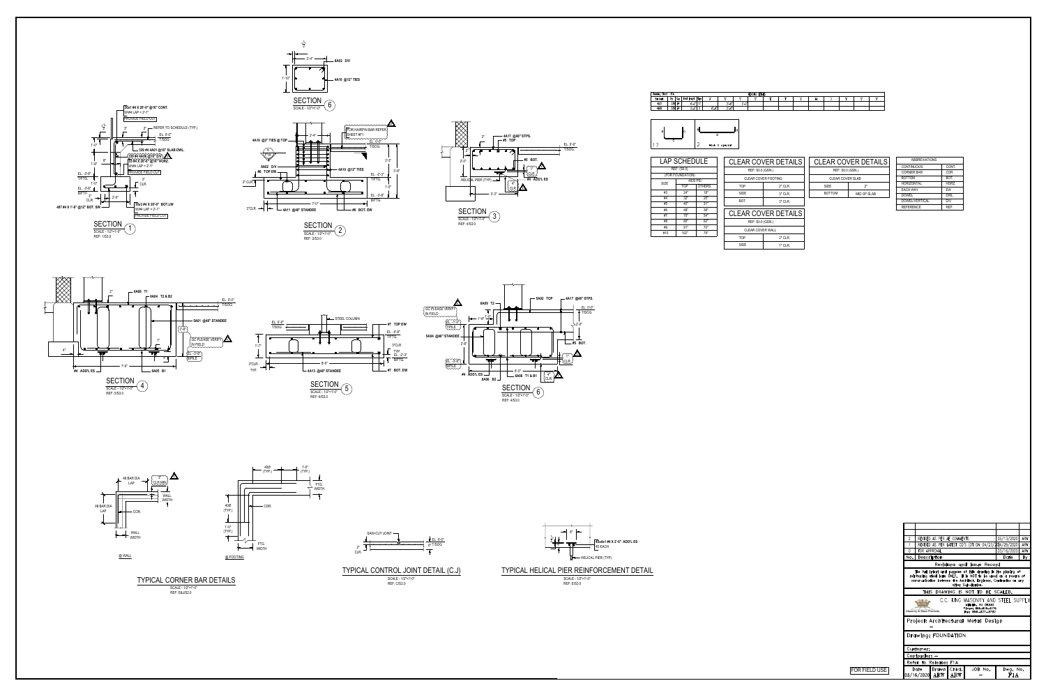SECTION 1
SCALE - 1/2"=1'-0"
REF: 1/S3.0

5x1 #4 X 20'-0" @16" CONT.
W/#4 LAP = 2'-1"
PROVIDE FIELD CUT

REFER TO SCHEDULE (TYP.)
EL. 0'-0" T/SOG
33 #4 4A01 @16" SLAB DWL.
3x4 #4 X 20'-0" @16" HORZ.
W/#4 LAP = 2'-1"
PROVIDE FIELD CUT
EL. -2'-0" T/FTG.
EL. -3'-0" B/FTG.
3" CLR.
48 #4 X 1'-8" @12" BOT. SW
3x3 #4 X 20'-0" BOT.LW
W/#4 LAP = 2'-1"
PROVIDE FIELD CUT

SECTION 6
SCALE - 1/2"=1'-0"

8A02 D/V
4A10 @12" TIES

SECTION 2
SCALE - 1/2"=1'-0"
REF: 2/S3.0

4A10 @3" TIES @ TOP
FOR HAIRPIN BAR REFER SHEET #F1
8A02 D/V
#6 TOP EW
4A10 @12" TIES
4A11 @48" STANDEE
#6 BOT. EW
EL. 0'-0" T/SOG
EL. -2'-3" T/FTG.
EL. -2'-9" B/FTG.

SECTION 3
SCALE - 1/2"=1'-0"
REF: 4/S3.0

4A17 @48" STPS.
#5 TOP
#5 BOT.
HELICAL PIER (TYP)
#4 ADD'L ES
EL. 0'-0" T/SOG

SECTION 4
SCALE - 1/2"=1'-0"
REF: 5/S3.0

6A03 T1
6A04 T2 & B2
5A01 @48" STANDEE
GC PLEASE VERIFY IN FIELD
EL. -2'-0" B/PILE
#4 ADD'L ES
6A05 B1
EL. 0'-0" T/SOG

SECTION 5
SCALE - 1/2"=1'-0"
REF: 6/S3.0

STEEL COLUMN
#7 TOP EW
EL. -0'-8" T/FTG
EL. -2'-3" B/FTG
4A13 @48" STANDEE
#7 BOT. EW
EL. 0'-0" T/SOG

SECTION 6
SCALE - 1/2"=1'-0"
REF: 4/S3.0

GC PLEASE VERIFY IN FIELD
6A09 T2
5A02 TOP
4A17 @48" STPS.
5A04 @48" STANDEE
#5 BOT.
#4 ADD'L ES
6A06 T1 & B1
6A06 B2
EL. 0'-0" T/SOG

| Bending Sheet - F1A | | | | | Bending Details | | | | | | | | | | | | | |
|---|---|---|---|---|---|---|---|---|---|---|---|---|---|---|---|---|---|---|
| Item mark | Qty | Size | Total length | Shape | A | B | C | D | E | F | G | H | J | K | O | R |
| 4A01 | 33 | #4 | 4'-2" | 17 | | 2'-0" | 2'-2" | | | | | | | | | |
| 4A05 | 33 | #4 | 7'-2" | 2 | 0'-4" | 2'-0" | | | | | | | | | | |

| LAP SCHEDULE | | |
|---|---|---|
| REF.: S4.0 | | |
| (FOR FOUNDATION) | | |
| SIZE | 4000 PSI | |
| | TOP | OTHERS |
| #3 | 24" | 18" |
| #4 | 32" | 25" |
| #5 | 40" | 31" |
| #6 | 48" | 38" |
| #7 | 70" | 54" |
| #8 | 80" | 62" |
| #9 | 91" | 70" |
| #10 | 102" | 79" |

| CLEAR COVER DETAILS | |
|---|---|
| REF: S0.0 (GEN.) | |
| CLEAR COVER FOOTING | |
| TOP | 2" CLR. |
| SIDE | 3" CLR. |
| BOT. | 3" CLR. |

| CLEAR COVER DETAILS | |
|---|---|
| REF: S0.0 (GEN.) | |
| CLEAR COVER WALL | |
| TOP | 2" CLR. |
| SIDE | 1" CLR. |

| CLEAR COVER DETAILS | |
|---|---|
| REF: S0.0 (GEN.) | |
| CLEAR COVER SLAB | |
| SIDE | 2" |
| BOTTOM | MID OF SLAB |

| ABBREVIATIONS | |
|---|---|
| CONTINUOUS | CONT. |
| CORNER BAR | COR. |
| BOTTOM | BOT. |
| HORIZONTAL | HORZ. |
| EACH WAY | EW |
| DOWEL | DWL. |
| DOWEL/VERTICAL | D/V |
| REFERENCE | REF. |

TYPICAL CORNER BAR DETAILS
SCALE - 1/2"=1'-0"
REF: E6/S2.0

48 BAR DIA LAP
COR.
WALL WIDTH
@ WALL
48Ø (TYP.)
FTG. WIDTH
@ FOOTING

TYPICAL CONTROL JOINT DETAIL (C.J)
SCALE - 1/2"=1'-0"
REF: C/S2.0

SAW-CUT JOINT
EL. 0'-0" T/SOG
2" CLR.

TYPICAL HELICAL PIER REINFORCEMENT DETAIL
SCALE - 1/2"=1'-0"
REF: E/S3.0

45x4x1 #4 X 2'-0" ADD'L ES
45 EACH
HELICAL PIER (TYP)

| No. | Description | Date | By |
|---|---|---|---|
| 2 | REVISED AS PER AE COMMENTS | 05/13/2020 | ARW |
| 1 | REVISED AS PER LATEST CD'S (DT ON 04/27/20) | 04/29/2020 | ARW |
| 0 | FOR APPROVAL | 03/16/2020 | ARW |

Revisions and Issue Record

The full intent and purpose of this drawing is the placing of reinforcing steel bars ONLY. It is NOT to be used as a means of communication between the Architect, Engineer, Contractor or any other Sub-trades.

THIS DRAWING IS NOT TO BE SCALED.

C.C. KING MASONRY AND STEEL SUPPLY

Project: Architectural Metal Design

Drawing: FOUNDATION

Customer:
Contractor: –
Refer to Releases F1A

| Date | Drawn | Chkd. | JOB No. | Dwg. No. |
|---|---|---|---|---|
| 03/16/2020 | ARW | ARW | – | F1A |

FOR FIELD USE